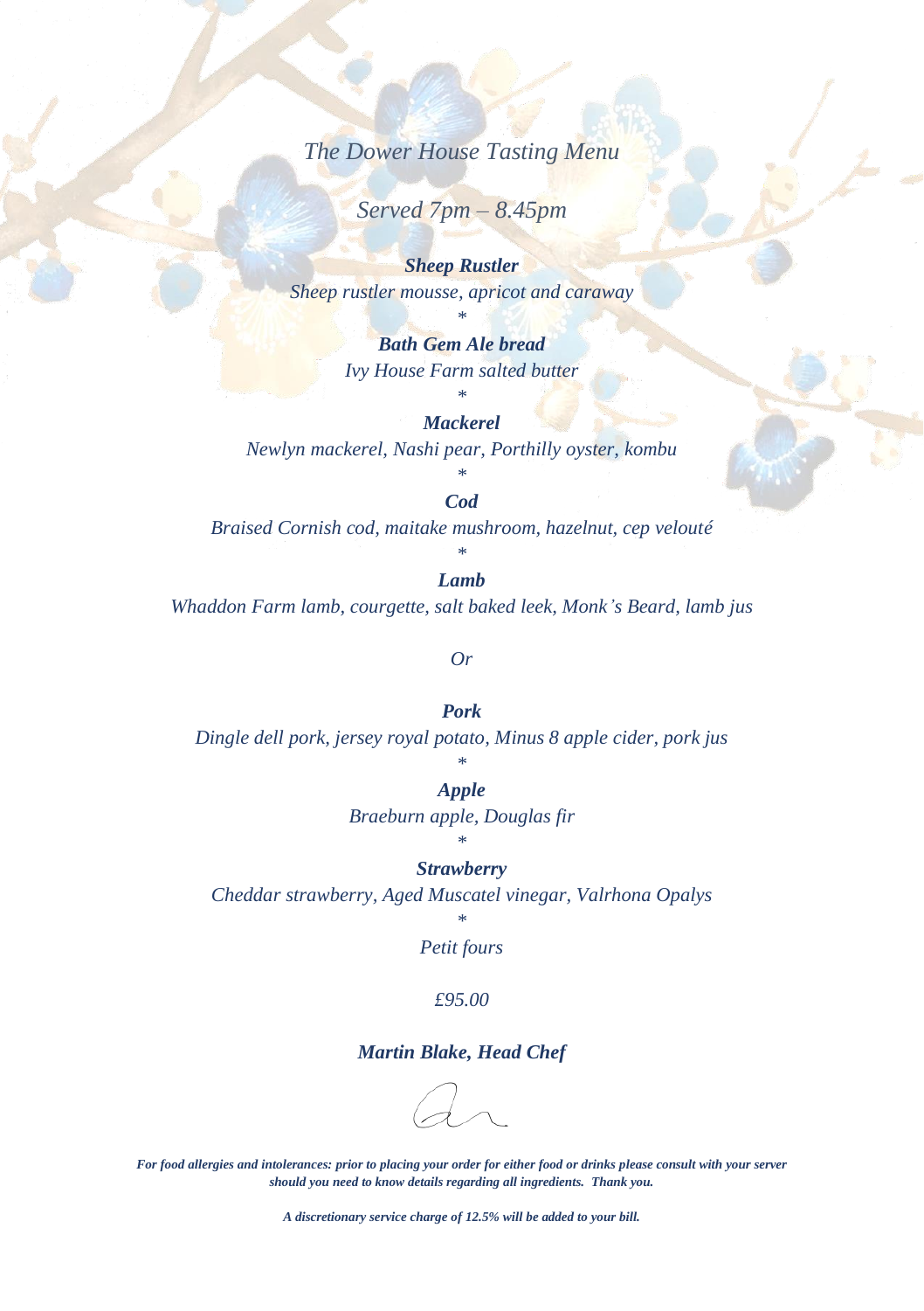*The Dower House Tasting Menu*

*Served 7pm – 8.45pm*

***Sheep Rustler***
*Sheep rustler mousse, apricot and caraway*

*

***Bath Gem Ale bread***
*Ivy House Farm salted butter*

*

***Mackerel***
*Newlyn mackerel, Nashi pear, Porthilly oyster, kombu*

*

***Cod***
*Braised Cornish cod, maitake mushroom, hazelnut, cep velouté*

*

***Lamb***
*Whaddon Farm lamb, courgette, salt baked leek, Monk's Beard, lamb jus*

*Or*

***Pork***
*Dingle dell pork, jersey royal potato, Minus 8 apple cider, pork jus*

*

***Apple***
*Braeburn apple, Douglas fir*

*

***Strawberry***
*Cheddar strawberry, Aged Muscatel vinegar, Valrhona Opalys*

*

*Petit fours*

*£95.00*

***Martin Blake, Head Chef***

***For food allergies and intolerances: prior to placing your order for either food or drinks please consult with your server should you need to know details regarding all ingredients. Thank you.***

***A discretionary service charge of 12.5% will be added to your bill.***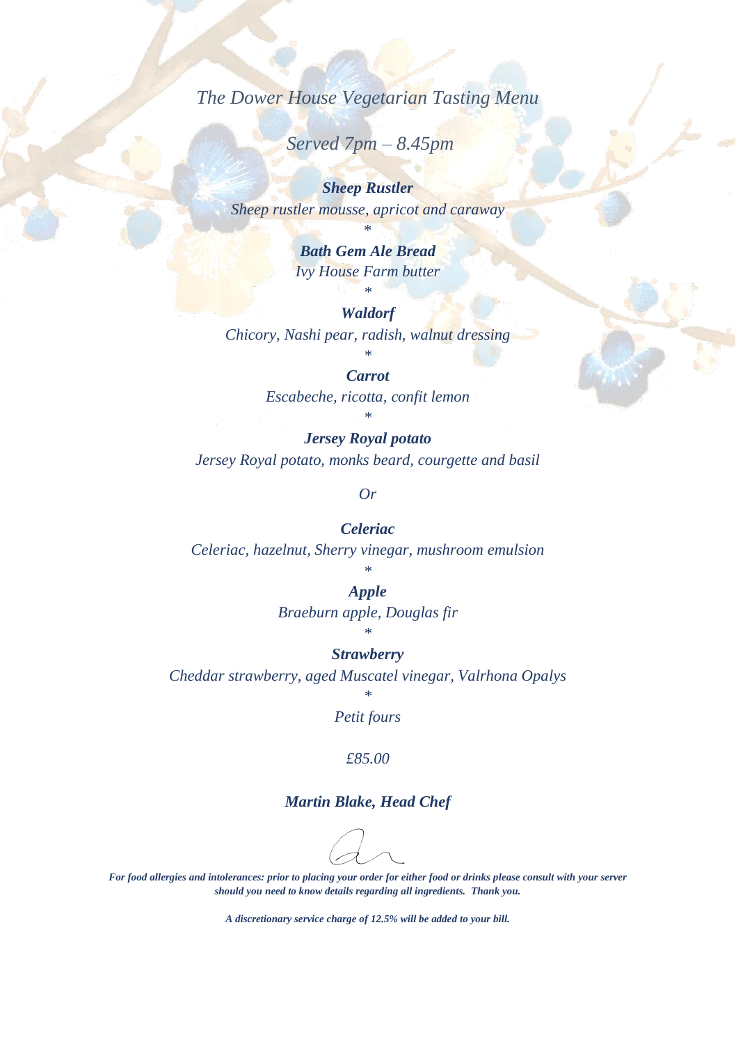# *The Dower House Vegetarian Tasting Menu*

*Served 7pm – 8.45pm*

***Sheep Rustler***
*Sheep rustler mousse, apricot and caraway*

*

***Bath Gem Ale Bread***
*Ivy House Farm butter*

*

***Waldorf***
*Chicory, Nashi pear, radish, walnut dressing*

*

***Carrot***
*Escabeche, ricotta, confit lemon*

*

***Jersey Royal potato***
*Jersey Royal potato, monks beard, courgette and basil*

*Or*

***Celeriac***
*Celeriac, hazelnut, Sherry vinegar, mushroom emulsion*

*

***Apple***
*Braeburn apple, Douglas fir*

*

***Strawberry***
*Cheddar strawberry, aged Muscatel vinegar, Valrhona Opalys*

*

*Petit fours*

*£85.00*

***Martin Blake, Head Chef***

***For food allergies and intolerances: prior to placing your order for either food or drinks please consult with your server should you need to know details regarding all ingredients. Thank you.***

***A discretionary service charge of 12.5% will be added to your bill.***